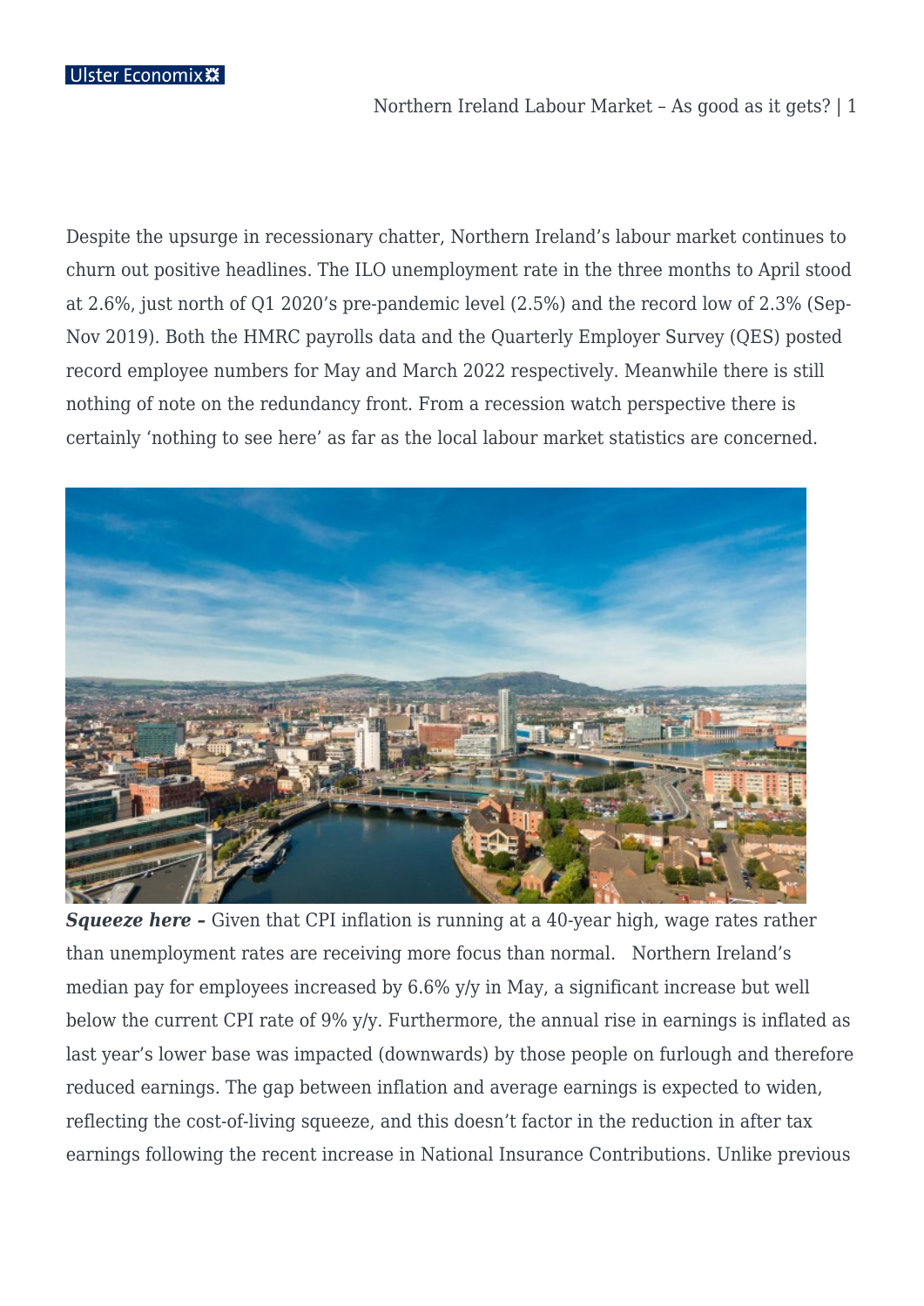Despite the upsurge in recessionary chatter, Northern Ireland's labour market continues to churn out positive headlines. The ILO unemployment rate in the three months to April stood at 2.6%, just north of Q1 2020's pre-pandemic level (2.5%) and the record low of 2.3% (Sep-Nov 2019). Both the HMRC payrolls data and the Quarterly Employer Survey (QES) posted record employee numbers for May and March 2022 respectively. Meanwhile there is still nothing of note on the redundancy front. From a recession watch perspective there is certainly 'nothing to see here' as far as the local labour market statistics are concerned.

***Squeeze here –*** Given that CPI inflation is running at a 40-year high, wage rates rather than unemployment rates are receiving more focus than normal. Northern Ireland's median pay for employees increased by 6.6% y/y in May, a significant increase but well below the current CPI rate of 9% y/y. Furthermore, the annual rise in earnings is inflated as last year's lower base was impacted (downwards) by those people on furlough and therefore reduced earnings. The gap between inflation and average earnings is expected to widen, reflecting the cost-of-living squeeze, and this doesn't factor in the reduction in after tax earnings following the recent increase in National Insurance Contributions. Unlike previous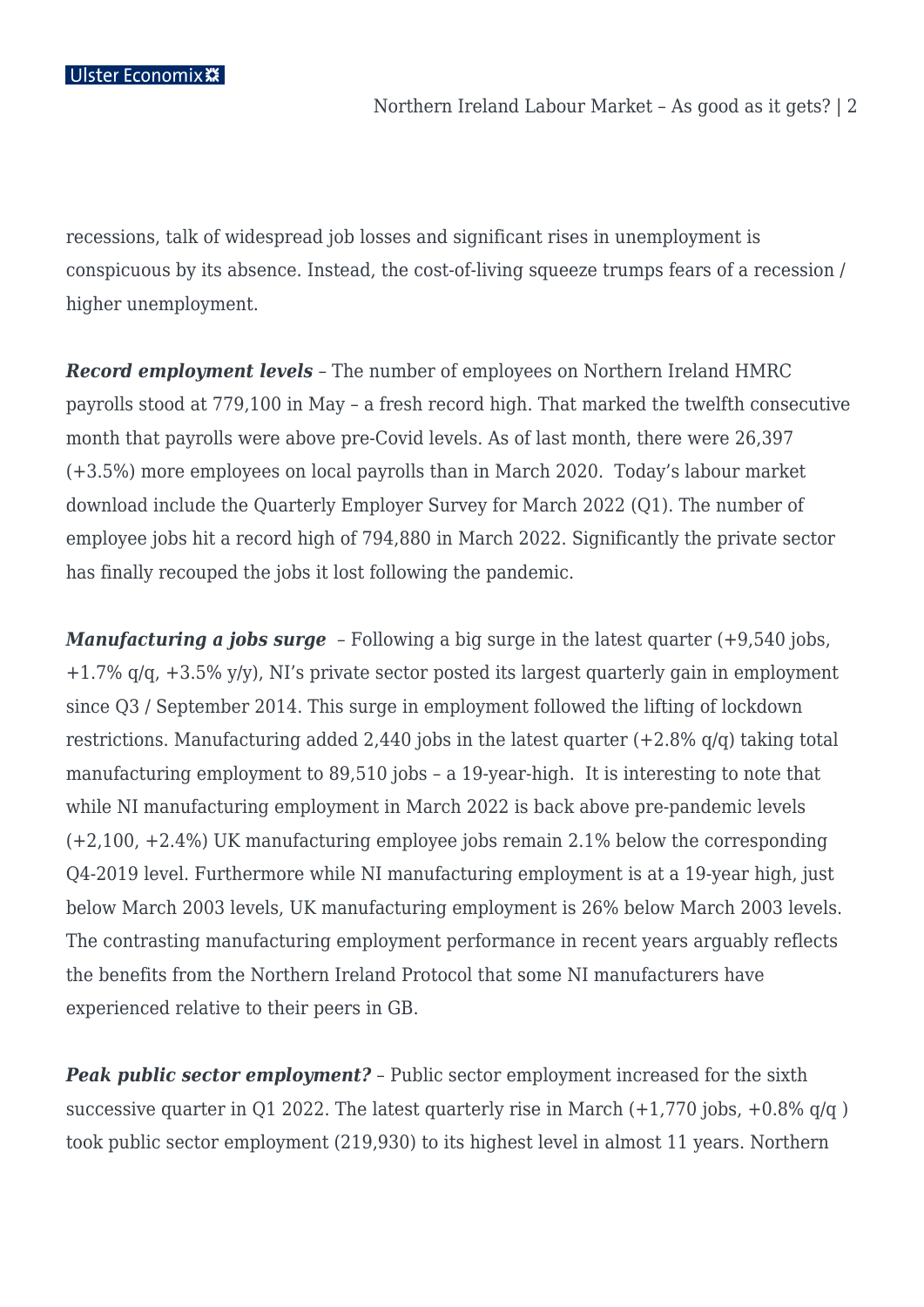recessions, talk of widespread job losses and significant rises in unemployment is conspicuous by its absence. Instead, the cost-of-living squeeze trumps fears of a recession / higher unemployment.

***Record employment levels*** – The number of employees on Northern Ireland HMRC payrolls stood at 779,100 in May – a fresh record high. That marked the twelfth consecutive month that payrolls were above pre-Covid levels. As of last month, there were 26,397 (+3.5%) more employees on local payrolls than in March 2020. Today's labour market download include the Quarterly Employer Survey for March 2022 (Q1). The number of employee jobs hit a record high of 794,880 in March 2022. Significantly the private sector has finally recouped the jobs it lost following the pandemic.

***Manufacturing a jobs surge*** – Following a big surge in the latest quarter (+9,540 jobs, +1.7% q/q, +3.5% y/y), NI's private sector posted its largest quarterly gain in employment since Q3 / September 2014. This surge in employment followed the lifting of lockdown restrictions. Manufacturing added 2,440 jobs in the latest quarter (+2.8% q/q) taking total manufacturing employment to 89,510 jobs – a 19-year-high. It is interesting to note that while NI manufacturing employment in March 2022 is back above pre-pandemic levels (+2,100, +2.4%) UK manufacturing employee jobs remain 2.1% below the corresponding Q4-2019 level. Furthermore while NI manufacturing employment is at a 19-year high, just below March 2003 levels, UK manufacturing employment is 26% below March 2003 levels. The contrasting manufacturing employment performance in recent years arguably reflects the benefits from the Northern Ireland Protocol that some NI manufacturers have experienced relative to their peers in GB.

***Peak public sector employment?*** – Public sector employment increased for the sixth successive quarter in Q1 2022. The latest quarterly rise in March (+1,770 jobs, +0.8% q/q ) took public sector employment (219,930) to its highest level in almost 11 years. Northern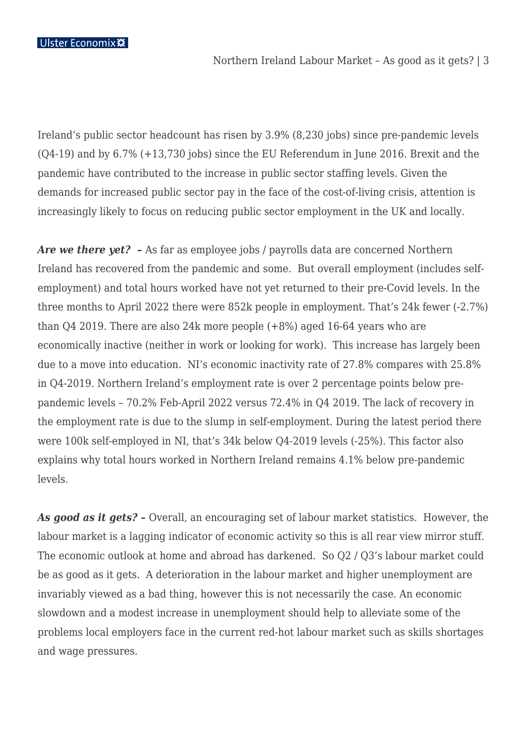Ireland's public sector headcount has risen by 3.9% (8,230 jobs) since pre-pandemic levels (Q4-19) and by 6.7% (+13,730 jobs) since the EU Referendum in June 2016. Brexit and the pandemic have contributed to the increase in public sector staffing levels. Given the demands for increased public sector pay in the face of the cost-of-living crisis, attention is increasingly likely to focus on reducing public sector employment in the UK and locally.

***Are we there yet?* –** As far as employee jobs / payrolls data are concerned Northern Ireland has recovered from the pandemic and some. But overall employment (includes self-employment) and total hours worked have not yet returned to their pre-Covid levels. In the three months to April 2022 there were 852k people in employment. That's 24k fewer (-2.7%) than Q4 2019. There are also 24k more people (+8%) aged 16-64 years who are economically inactive (neither in work or looking for work). This increase has largely been due to a move into education. NI's economic inactivity rate of 27.8% compares with 25.8% in Q4-2019. Northern Ireland's employment rate is over 2 percentage points below pre-pandemic levels – 70.2% Feb-April 2022 versus 72.4% in Q4 2019. The lack of recovery in the employment rate is due to the slump in self-employment. During the latest period there were 100k self-employed in NI, that's 34k below Q4-2019 levels (-25%). This factor also explains why total hours worked in Northern Ireland remains 4.1% below pre-pandemic levels.

***As good as it gets?* –** Overall, an encouraging set of labour market statistics. However, the labour market is a lagging indicator of economic activity so this is all rear view mirror stuff. The economic outlook at home and abroad has darkened. So Q2 / Q3's labour market could be as good as it gets. A deterioration in the labour market and higher unemployment are invariably viewed as a bad thing, however this is not necessarily the case. An economic slowdown and a modest increase in unemployment should help to alleviate some of the problems local employers face in the current red-hot labour market such as skills shortages and wage pressures.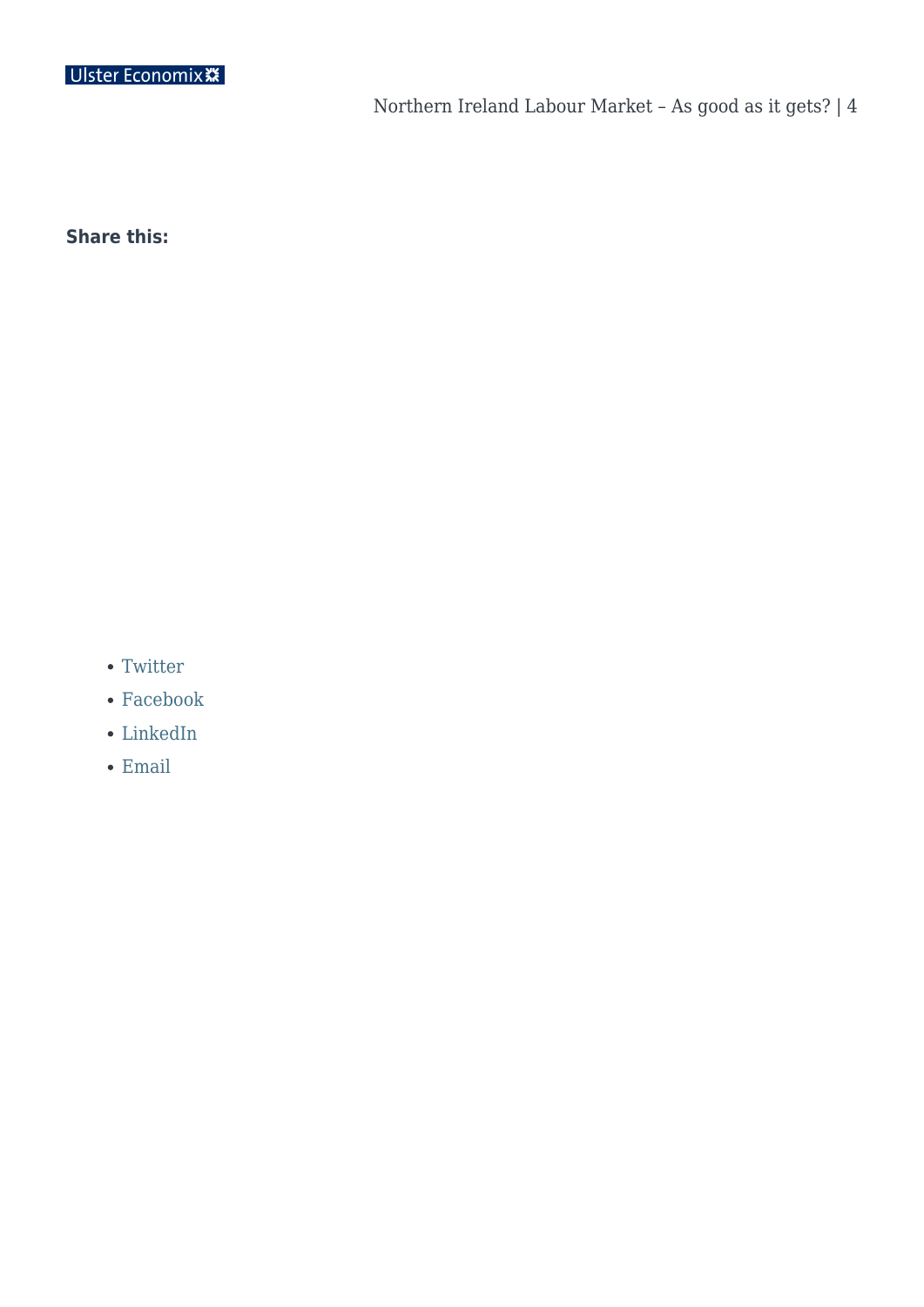**Share this:**

- Twitter
- Facebook
- LinkedIn
- Email